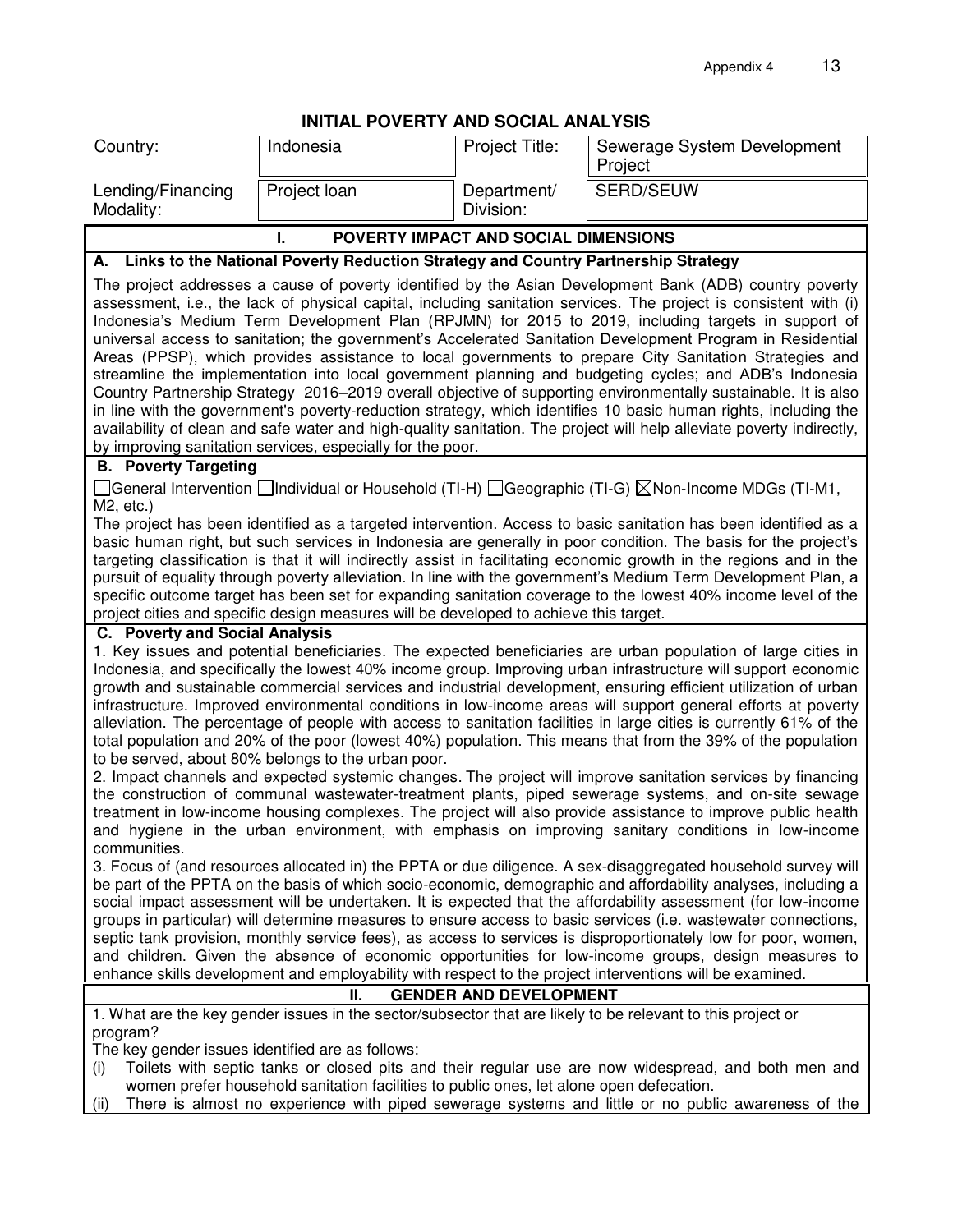# INITIAL POVERTY AND SOCIAL ANALYSIS

| Country: | Indonesia | Project Title: | Sewerage System Development Project |
|---|---|---|---|
| Lending/Financing Modality: | Project loan | Department/ Division: | SERD/SEUW |

## I. POVERTY IMPACT AND SOCIAL DIMENSIONS

### A. Links to the National Poverty Reduction Strategy and Country Partnership Strategy

The project addresses a cause of poverty identified by the Asian Development Bank (ADB) country poverty assessment, i.e., the lack of physical capital, including sanitation services. The project is consistent with (i) Indonesia's Medium Term Development Plan (RPJMN) for 2015 to 2019, including targets in support of universal access to sanitation; the government's Accelerated Sanitation Development Program in Residential Areas (PPSP), which provides assistance to local governments to prepare City Sanitation Strategies and streamline the implementation into local government planning and budgeting cycles; and ADB's Indonesia Country Partnership Strategy 2016–2019 overall objective of supporting environmentally sustainable. It is also in line with the government's poverty-reduction strategy, which identifies 10 basic human rights, including the availability of clean and safe water and high-quality sanitation. The project will help alleviate poverty indirectly, by improving sanitation services, especially for the poor.

### B. Poverty Targeting

☐General Intervention ☐Individual or Household (TI-H) ☐Geographic (TI-G) ☒Non-Income MDGs (TI-M1, M2, etc.)

The project has been identified as a targeted intervention. Access to basic sanitation has been identified as a basic human right, but such services in Indonesia are generally in poor condition. The basis for the project's targeting classification is that it will indirectly assist in facilitating economic growth in the regions and in the pursuit of equality through poverty alleviation. In line with the government's Medium Term Development Plan, a specific outcome target has been set for expanding sanitation coverage to the lowest 40% income level of the project cities and specific design measures will be developed to achieve this target.

### C. Poverty and Social Analysis

1. Key issues and potential beneficiaries. The expected beneficiaries are urban population of large cities in Indonesia, and specifically the lowest 40% income group. Improving urban infrastructure will support economic growth and sustainable commercial services and industrial development, ensuring efficient utilization of urban infrastructure. Improved environmental conditions in low-income areas will support general efforts at poverty alleviation. The percentage of people with access to sanitation facilities in large cities is currently 61% of the total population and 20% of the poor (lowest 40%) population. This means that from the 39% of the population to be served, about 80% belongs to the urban poor.

2. Impact channels and expected systemic changes. The project will improve sanitation services by financing the construction of communal wastewater-treatment plants, piped sewerage systems, and on-site sewage treatment in low-income housing complexes. The project will also provide assistance to improve public health and hygiene in the urban environment, with emphasis on improving sanitary conditions in low-income communities.

3. Focus of (and resources allocated in) the PPTA or due diligence. A sex-disaggregated household survey will be part of the PPTA on the basis of which socio-economic, demographic and affordability analyses, including a social impact assessment will be undertaken. It is expected that the affordability assessment (for low-income groups in particular) will determine measures to ensure access to basic services (i.e. wastewater connections, septic tank provision, monthly service fees), as access to services is disproportionately low for poor, women, and children. Given the absence of economic opportunities for low-income groups, design measures to enhance skills development and employability with respect to the project interventions will be examined.

## II. GENDER AND DEVELOPMENT

1. What are the key gender issues in the sector/subsector that are likely to be relevant to this project or program?

The key gender issues identified are as follows:

(i) Toilets with septic tanks or closed pits and their regular use are now widespread, and both men and women prefer household sanitation facilities to public ones, let alone open defecation.

(ii) There is almost no experience with piped sewerage systems and little or no public awareness of the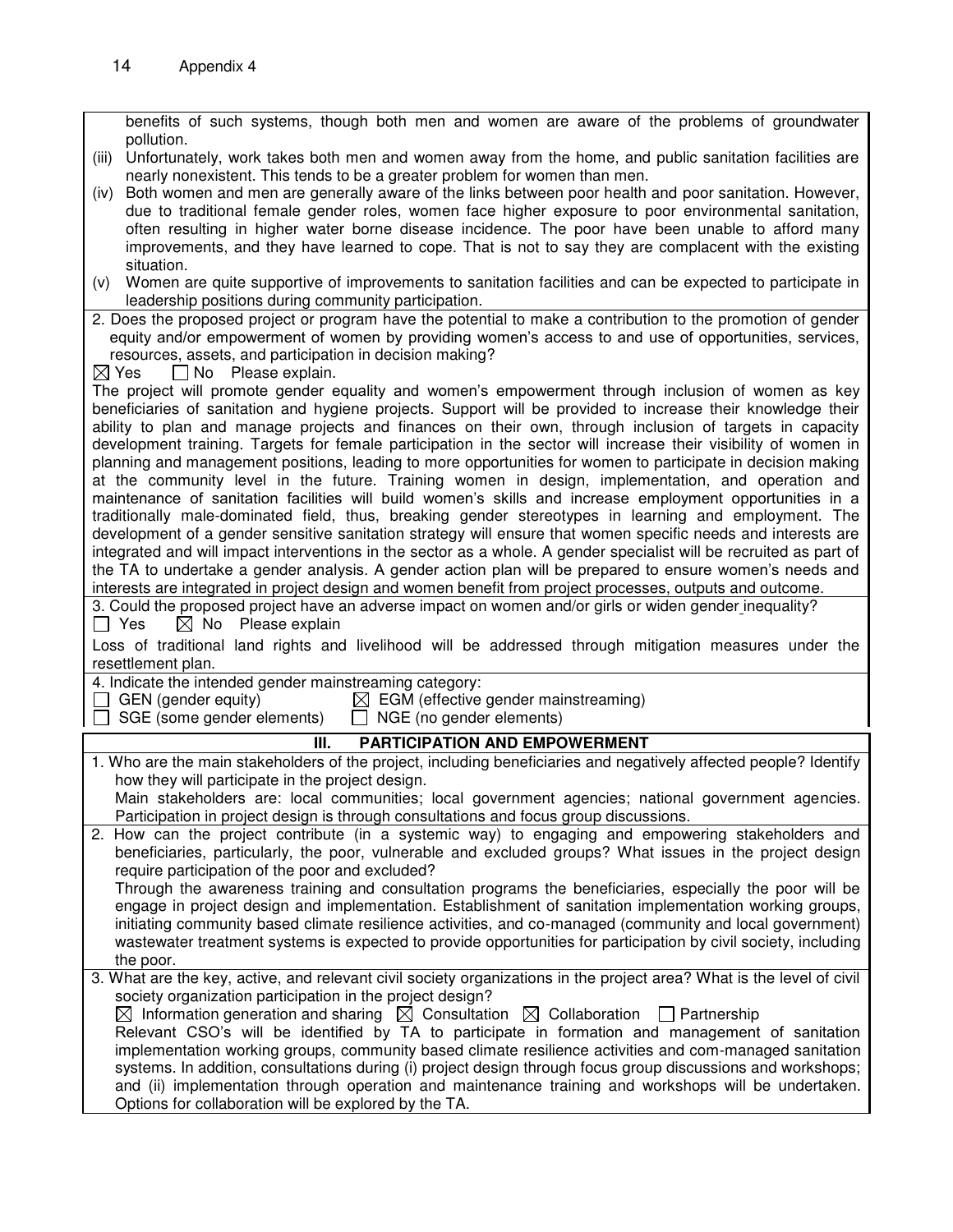benefits of such systems, though both men and women are aware of the problems of groundwater pollution.

(iii) Unfortunately, work takes both men and women away from the home, and public sanitation facilities are nearly nonexistent. This tends to be a greater problem for women than men.

(iv) Both women and men are generally aware of the links between poor health and poor sanitation. However, due to traditional female gender roles, women face higher exposure to poor environmental sanitation, often resulting in higher water borne disease incidence. The poor have been unable to afford many improvements, and they have learned to cope. That is not to say they are complacent with the existing situation.

(v) Women are quite supportive of improvements to sanitation facilities and can be expected to participate in leadership positions during community participation.

2. Does the proposed project or program have the potential to make a contribution to the promotion of gender equity and/or empowerment of women by providing women's access to and use of opportunities, services, resources, assets, and participation in decision making?

☒ Yes ☐ No Please explain.

The project will promote gender equality and women's empowerment through inclusion of women as key beneficiaries of sanitation and hygiene projects. Support will be provided to increase their knowledge their ability to plan and manage projects and finances on their own, through inclusion of targets in capacity development training. Targets for female participation in the sector will increase their visibility of women in planning and management positions, leading to more opportunities for women to participate in decision making at the community level in the future. Training women in design, implementation, and operation and maintenance of sanitation facilities will build women's skills and increase employment opportunities in a traditionally male-dominated field, thus, breaking gender stereotypes in learning and employment. The development of a gender sensitive sanitation strategy will ensure that women specific needs and interests are integrated and will impact interventions in the sector as a whole. A gender specialist will be recruited as part of the TA to undertake a gender analysis. A gender action plan will be prepared to ensure women's needs and interests are integrated in project design and women benefit from project processes, outputs and outcome.

3. Could the proposed project have an adverse impact on women and/or girls or widen gender inequality?

☐ Yes ☒ No Please explain

Loss of traditional land rights and livelihood will be addressed through mitigation measures under the resettlement plan.

4. Indicate the intended gender mainstreaming category:

☐ GEN (gender equity) ☒ EGM (effective gender mainstreaming)
☐ SGE (some gender elements) ☐ NGE (no gender elements)

## III. PARTICIPATION AND EMPOWERMENT

1. Who are the main stakeholders of the project, including beneficiaries and negatively affected people? Identify how they will participate in the project design.

Main stakeholders are: local communities; local government agencies; national government agencies. Participation in project design is through consultations and focus group discussions.

2. How can the project contribute (in a systemic way) to engaging and empowering stakeholders and beneficiaries, particularly, the poor, vulnerable and excluded groups? What issues in the project design require participation of the poor and excluded?

Through the awareness training and consultation programs the beneficiaries, especially the poor will be engage in project design and implementation. Establishment of sanitation implementation working groups, initiating community based climate resilience activities, and co-managed (community and local government) wastewater treatment systems is expected to provide opportunities for participation by civil society, including the poor.

3. What are the key, active, and relevant civil society organizations in the project area? What is the level of civil society organization participation in the project design?

☒ Information generation and sharing ☒ Consultation ☒ Collaboration ☐ Partnership

Relevant CSO's will be identified by TA to participate in formation and management of sanitation implementation working groups, community based climate resilience activities and com-managed sanitation systems. In addition, consultations during (i) project design through focus group discussions and workshops; and (ii) implementation through operation and maintenance training and workshops will be undertaken. Options for collaboration will be explored by the TA.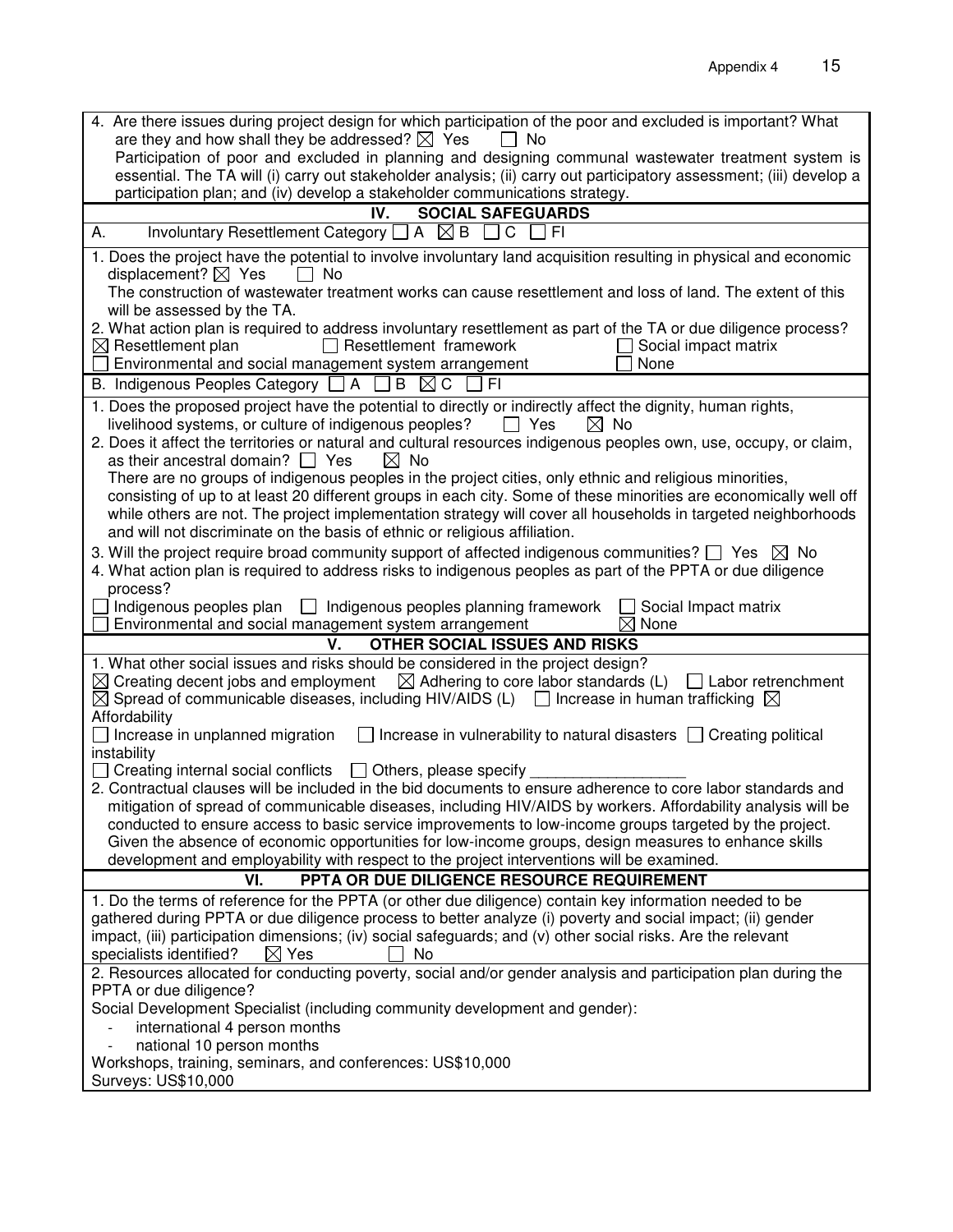4. Are there issues during project design for which participation of the poor and excluded is important? What are they and how shall they be addressed? ☒ Yes ☐ No
Participation of poor and excluded in planning and designing communal wastewater treatment system is essential. The TA will (i) carry out stakeholder analysis; (ii) carry out participatory assessment; (iii) develop a participation plan; and (iv) develop a stakeholder communications strategy.

## IV. SOCIAL SAFEGUARDS

**A. Involuntary Resettlement Category** ☐ A ☒ B ☐ C ☐ FI

1. Does the project have the potential to involve involuntary land acquisition resulting in physical and economic displacement? ☒ Yes ☐ No
The construction of wastewater treatment works can cause resettlement and loss of land. The extent of this will be assessed by the TA.
2. What action plan is required to address involuntary resettlement as part of the TA or due diligence process?
☒ Resettlement plan ☐ Resettlement framework ☐ Social impact matrix
☐ Environmental and social management system arrangement ☐ None

**B. Indigenous Peoples Category** ☐ A ☐ B ☒ C ☐ FI

1. Does the proposed project have the potential to directly or indirectly affect the dignity, human rights, livelihood systems, or culture of indigenous peoples? ☐ Yes ☒ No
2. Does it affect the territories or natural and cultural resources indigenous peoples own, use, occupy, or claim, as their ancestral domain? ☐ Yes ☒ No
There are no groups of indigenous peoples in the project cities, only ethnic and religious minorities, consisting of up to at least 20 different groups in each city. Some of these minorities are economically well off while others are not. The project implementation strategy will cover all households in targeted neighborhoods and will not discriminate on the basis of ethnic or religious affiliation.
3. Will the project require broad community support of affected indigenous communities? ☐ Yes ☒ No
4. What action plan is required to address risks to indigenous peoples as part of the PPTA or due diligence process?
☐ Indigenous peoples plan ☐ Indigenous peoples planning framework ☐ Social Impact matrix
☐ Environmental and social management system arrangement ☒ None

## V. OTHER SOCIAL ISSUES AND RISKS

1. What other social issues and risks should be considered in the project design?
☒ Creating decent jobs and employment ☒ Adhering to core labor standards (L) ☐ Labor retrenchment
☒ Spread of communicable diseases, including HIV/AIDS (L) ☐ Increase in human trafficking ☒ Affordability
☐ Increase in unplanned migration ☐ Increase in vulnerability to natural disasters ☐ Creating political instability
☐ Creating internal social conflicts ☐ Others, please specify __________________
2. Contractual clauses will be included in the bid documents to ensure adherence to core labor standards and mitigation of spread of communicable diseases, including HIV/AIDS by workers. Affordability analysis will be conducted to ensure access to basic service improvements to low-income groups targeted by the project. Given the absence of economic opportunities for low-income groups, design measures to enhance skills development and employability with respect to the project interventions will be examined.

## VI. PPTA OR DUE DILIGENCE RESOURCE REQUIREMENT

1. Do the terms of reference for the PPTA (or other due diligence) contain key information needed to be gathered during PPTA or due diligence process to better analyze (i) poverty and social impact; (ii) gender impact, (iii) participation dimensions; (iv) social safeguards; and (v) other social risks. Are the relevant specialists identified? ☒ Yes ☐ No

2. Resources allocated for conducting poverty, social and/or gender analysis and participation plan during the PPTA or due diligence?
Social Development Specialist (including community development and gender):
- international 4 person months
- national 10 person months

Workshops, training, seminars, and conferences: US$10,000
Surveys: US$10,000